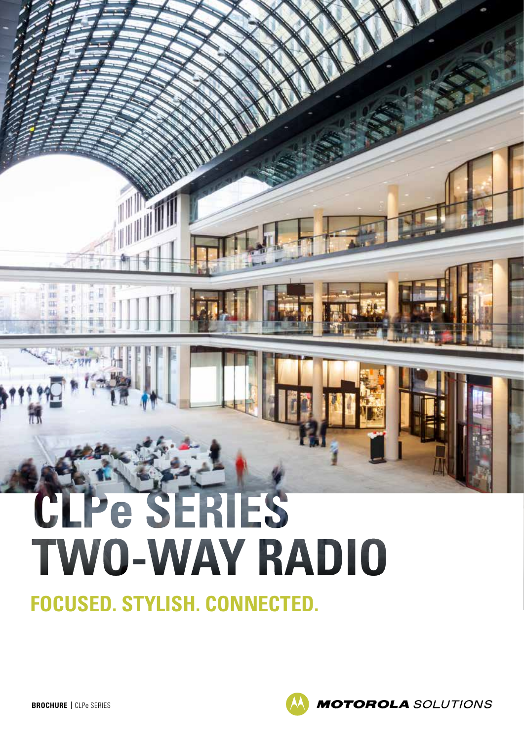# CLPe SERIES TWO-WAY RADIO

## FOCUSED. STYLISH. CONNECTED.

**BROCHURE** | CLPe SERIES

MOTOROLA SOLUTIONS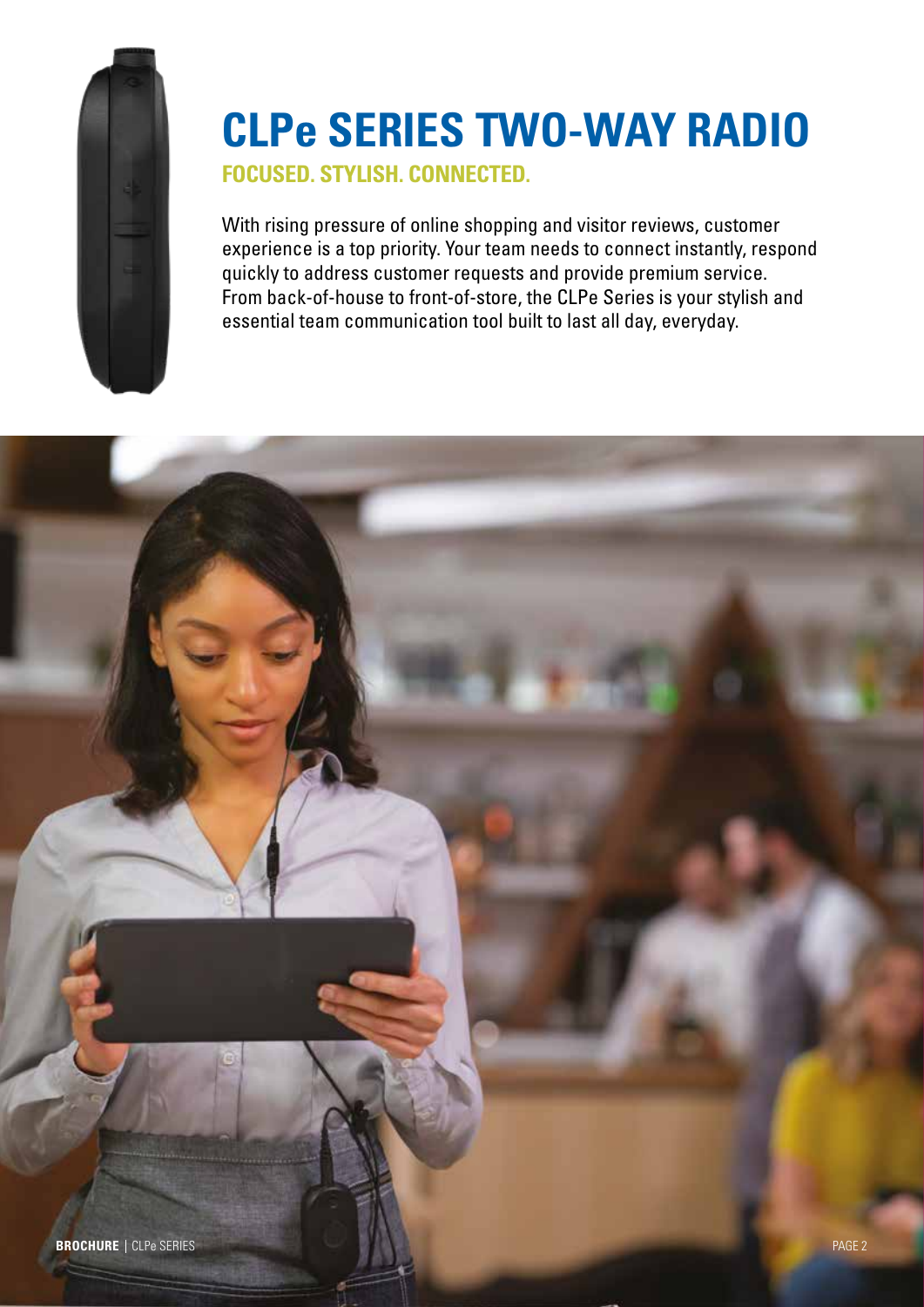# CLPe SERIES TWO-WAY RADIO

## FOCUSED. STYLISH. CONNECTED.

With rising pressure of online shopping and visitor reviews, customer experience is a top priority. Your team needs to connect instantly, respond quickly to address customer requests and provide premium service. From back-of-house to front-of-store, the CLPe Series is your stylish and essential team communication tool built to last all day, everyday.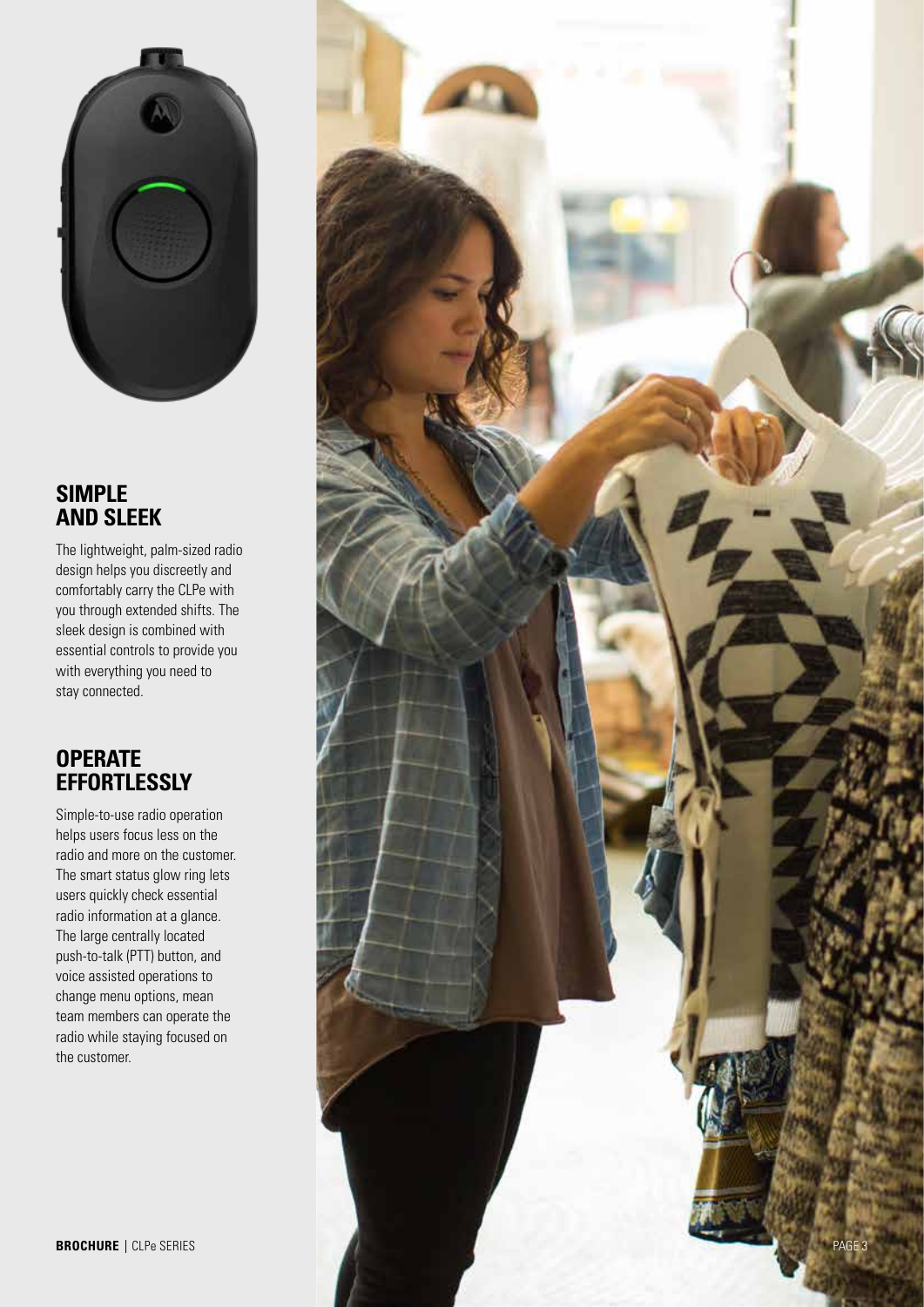## SIMPLE AND SLEEK

The lightweight, palm-sized radio design helps you discreetly and comfortably carry the CLPe with you through extended shifts. The sleek design is combined with essential controls to provide you with everything you need to stay connected.

## OPERATE EFFORTLESSLY

Simple-to-use radio operation helps users focus less on the radio and more on the customer. The smart status glow ring lets users quickly check essential radio information at a glance. The large centrally located push-to-talk (PTT) button, and voice assisted operations to change menu options, mean team members can operate the radio while staying focused on the customer.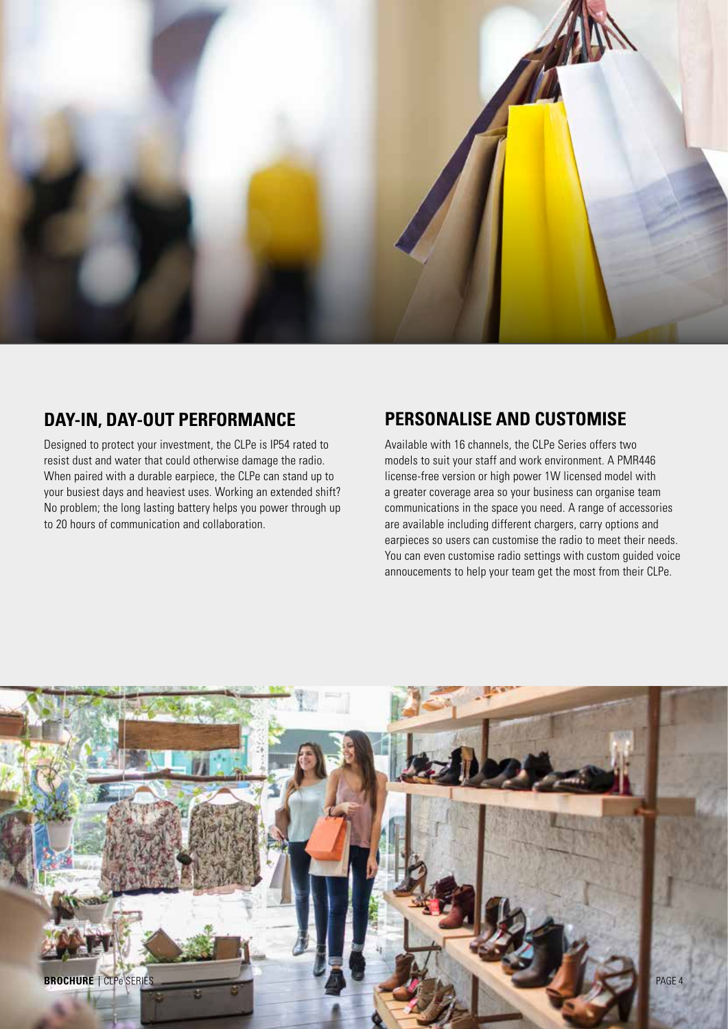## DAY-IN, DAY-OUT PERFORMANCE

Designed to protect your investment, the CLPe is IP54 rated to resist dust and water that could otherwise damage the radio. When paired with a durable earpiece, the CLPe can stand up to your busiest days and heaviest uses. Working an extended shift? No problem; the long lasting battery helps you power through up to 20 hours of communication and collaboration.

## PERSONALISE AND CUSTOMISE

Available with 16 channels, the CLPe Series offers two models to suit your staff and work environment. A PMR446 license-free version or high power 1W licensed model with a greater coverage area so your business can organise team communications in the space you need. A range of accessories are available including different chargers, carry options and earpieces so users can customise the radio to meet their needs. You can even customise radio settings with custom guided voice annoucements to help your team get the most from their CLPe.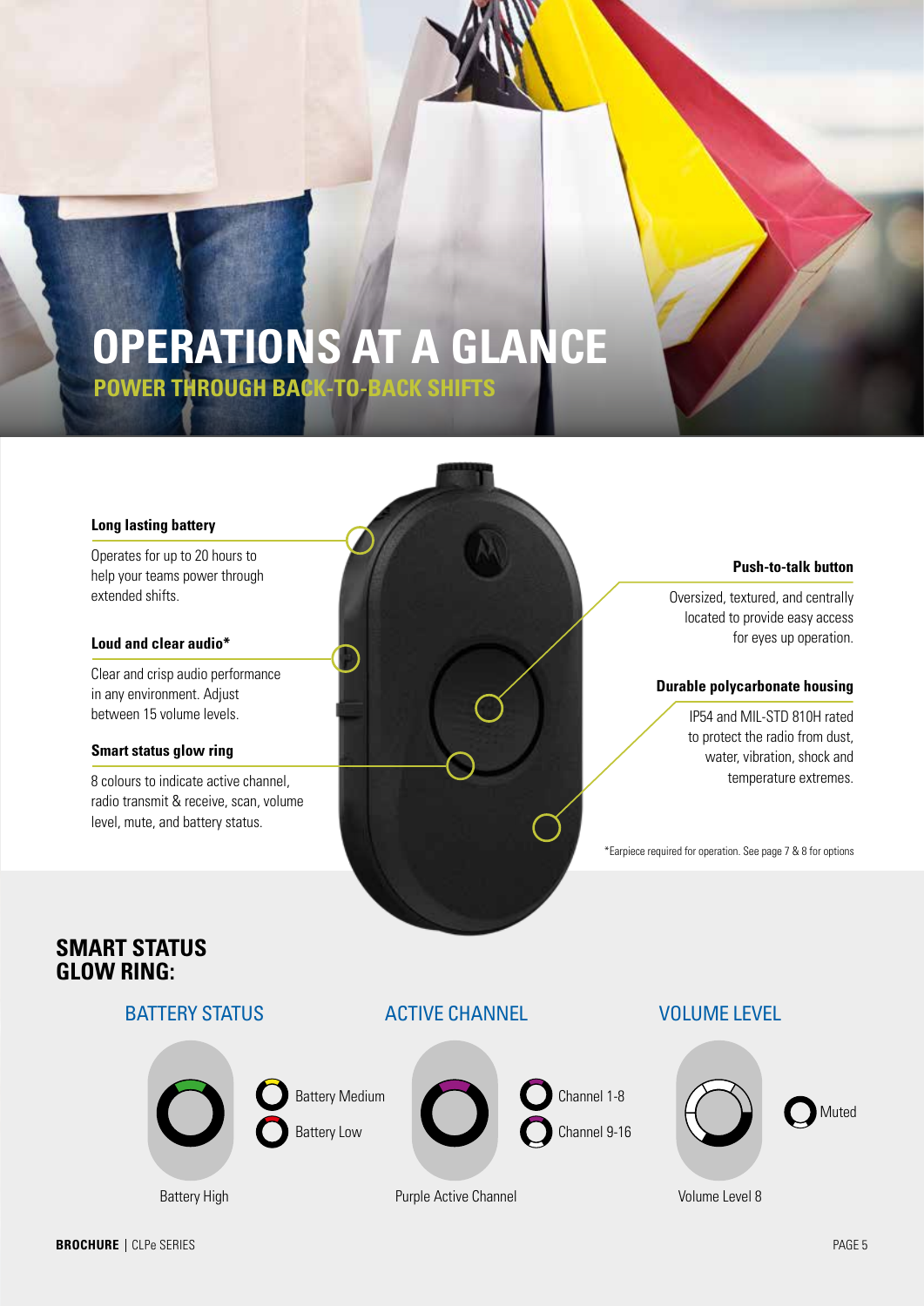# OPERATIONS AT A GLANCE

## POWER THROUGH BACK-TO-BACK SHIFTS

**Long lasting battery**

Operates for up to 20 hours to help your teams power through extended shifts.

**Loud and clear audio***

Clear and crisp audio performance in any environment. Adjust between 15 volume levels.

**Smart status glow ring**

8 colours to indicate active channel, radio transmit & receive, scan, volume level, mute, and battery status.

**Push-to-talk button**

Oversized, textured, and centrally located to provide easy access for eyes up operation.

**Durable polycarbonate housing**

IP54 and MIL-STD 810H rated to protect the radio from dust, water, vibration, shock and temperature extremes.

*Earpiece required for operation. See page 7 & 8 for options

## SMART STATUS GLOW RING:

### BATTERY STATUS

Battery Medium

Battery Low

Battery High

### ACTIVE CHANNEL

Channel 1-8

Channel 9-16

Purple Active Channel

### VOLUME LEVEL

Muted

Volume Level 8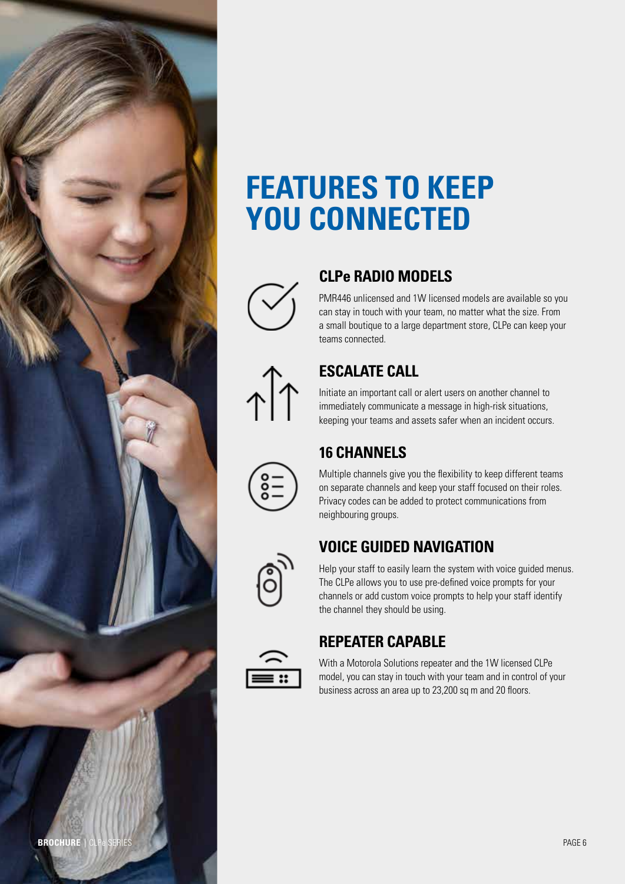# FEATURES TO KEEP YOU CONNECTED

## CLPe RADIO MODELS

PMR446 unlicensed and 1W licensed models are available so you can stay in touch with your team, no matter what the size. From a small boutique to a large department store, CLPe can keep your teams connected.

## ESCALATE CALL

Initiate an important call or alert users on another channel to immediately communicate a message in high-risk situations, keeping your teams and assets safer when an incident occurs.

## 16 CHANNELS

Multiple channels give you the flexibility to keep different teams on separate channels and keep your staff focused on their roles. Privacy codes can be added to protect communications from neighbouring groups.

## VOICE GUIDED NAVIGATION

Help your staff to easily learn the system with voice guided menus. The CLPe allows you to use pre-defined voice prompts for your channels or add custom voice prompts to help your staff identify the channel they should be using.

## REPEATER CAPABLE

With a Motorola Solutions repeater and the 1W licensed CLPe model, you can stay in touch with your team and in control of your business across an area up to 23,200 sq m and 20 floors.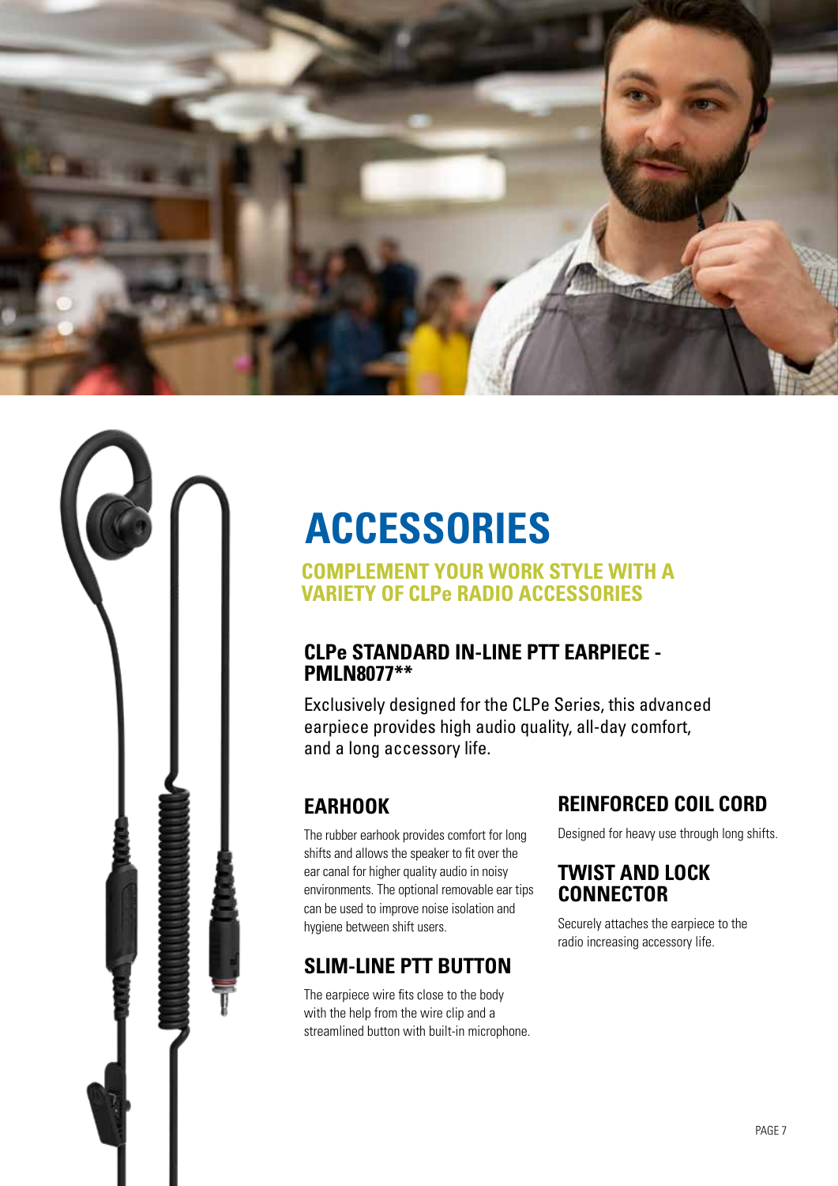# ACCESSORIES

## COMPLEMENT YOUR WORK STYLE WITH A VARIETY OF CLPe RADIO ACCESSORIES

### CLPe STANDARD IN-LINE PTT EARPIECE - PMLN8077**

Exclusively designed for the CLPe Series, this advanced earpiece provides high audio quality, all-day comfort, and a long accessory life.

### EARHOOK

The rubber earhook provides comfort for long shifts and allows the speaker to fit over the ear canal for higher quality audio in noisy environments. The optional removable ear tips can be used to improve noise isolation and hygiene between shift users.

### SLIM-LINE PTT BUTTON

The earpiece wire fits close to the body with the help from the wire clip and a streamlined button with built-in microphone.

### REINFORCED COIL CORD

Designed for heavy use through long shifts.

### TWIST AND LOCK CONNECTOR

Securely attaches the earpiece to the radio increasing accessory life.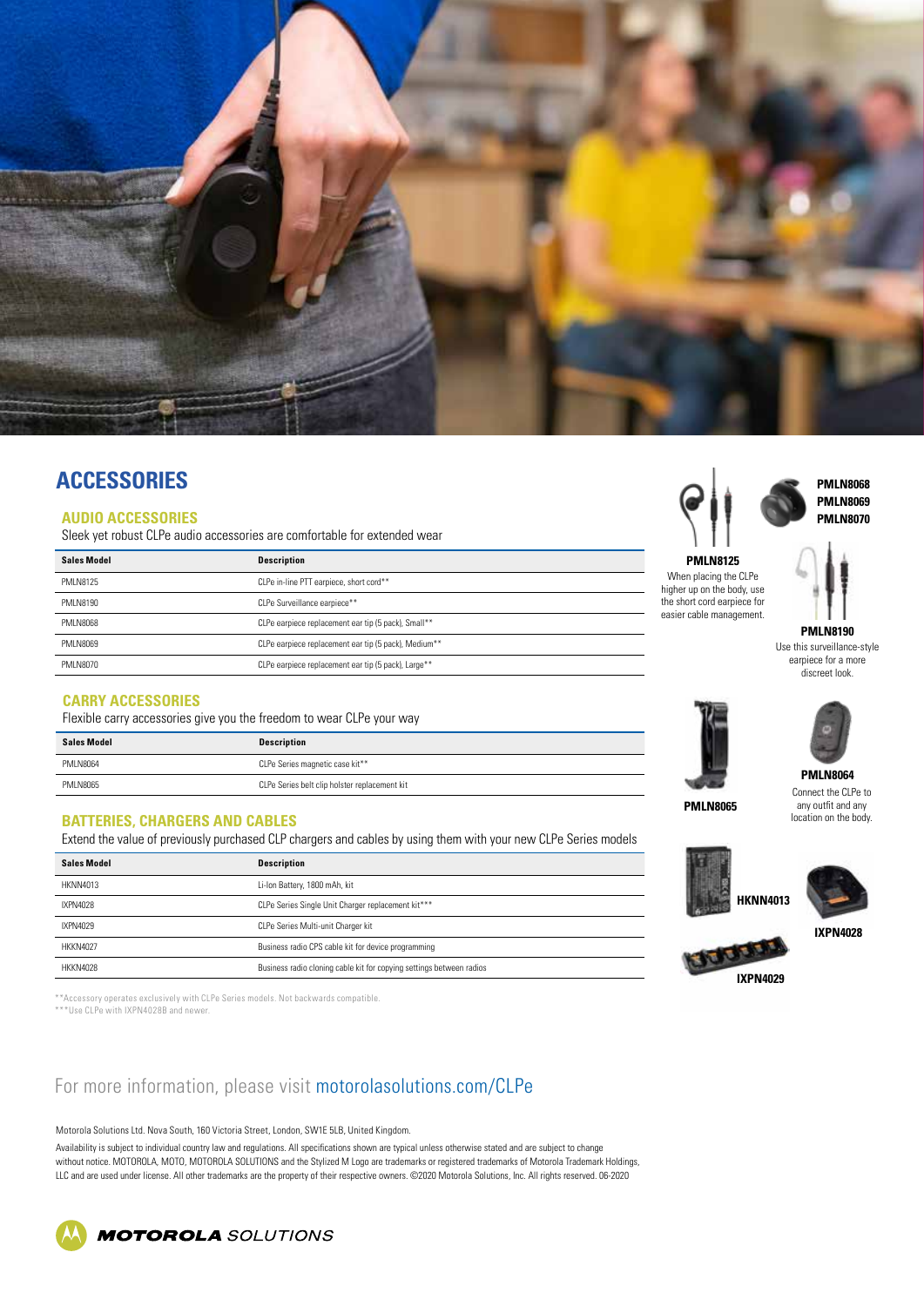# ACCESSORIES

## AUDIO ACCESSORIES

Sleek yet robust CLPe audio accessories are comfortable for extended wear

| Sales Model | Description |
|---|---|
| PMLN8125 | CLPe in-line PTT earpiece, short cord** |
| PMLN8190 | CLPe Surveillance earpiece** |
| PMLN8068 | CLPe earpiece replacement ear tip (5 pack), Small** |
| PMLN8069 | CLPe earpiece replacement ear tip (5 pack), Medium** |
| PMLN8070 | CLPe earpiece replacement ear tip (5 pack), Large** |

## CARRY ACCESSORIES

Flexible carry accessories give you the freedom to wear CLPe your way

| Sales Model | Description |
|---|---|
| PMLN8064 | CLPe Series magnetic case kit** |
| PMLN8065 | CLPe Series belt clip holster replacement kit |

## BATTERIES, CHARGERS AND CABLES

Extend the value of previously purchased CLP chargers and cables by using them with your new CLPe Series models

| Sales Model | Description |
|---|---|
| HKNN4013 | Li-Ion Battery, 1800 mAh, kit |
| IXPN4028 | CLPe Series Single Unit Charger replacement kit*** |
| IXPN4029 | CLPe Series Multi-unit Charger kit |
| HKKN4027 | Business radio CPS cable kit for device programming |
| HKKN4028 | Business radio cloning cable kit for copying settings between radios |

**Accessory operates exclusively with CLPe Series models. Not backwards compatible.
***Use CLPe with IXPN4028B and newer.

**PMLN8068**
**PMLN8069**
**PMLN8070**

**PMLN8125**
When placing the CLPe higher up on the body, use the short cord earpiece for easier cable management.

**PMLN8190**
Use this surveillance-style earpiece for a more discreet look.

**PMLN8065**

**PMLN8064**
Connect the CLPe to any outfit and any location on the body.

**HKNN4013**

**IXPN4028**

**IXPN4029**

For more information, please visit motorolasolutions.com/CLPe

Motorola Solutions Ltd. Nova South, 160 Victoria Street, London, SW1E 5LB, United Kingdom.

Availability is subject to individual country law and regulations. All specifications shown are typical unless otherwise stated and are subject to change without notice. MOTOROLA, MOTO, MOTOROLA SOLUTIONS and the Stylized M Logo are trademarks or registered trademarks of Motorola Trademark Holdings, LLC and are used under license. All other trademarks are the property of their respective owners. ©2020 Motorola Solutions, Inc. All rights reserved. 06-2020

MOTOROLA SOLUTIONS